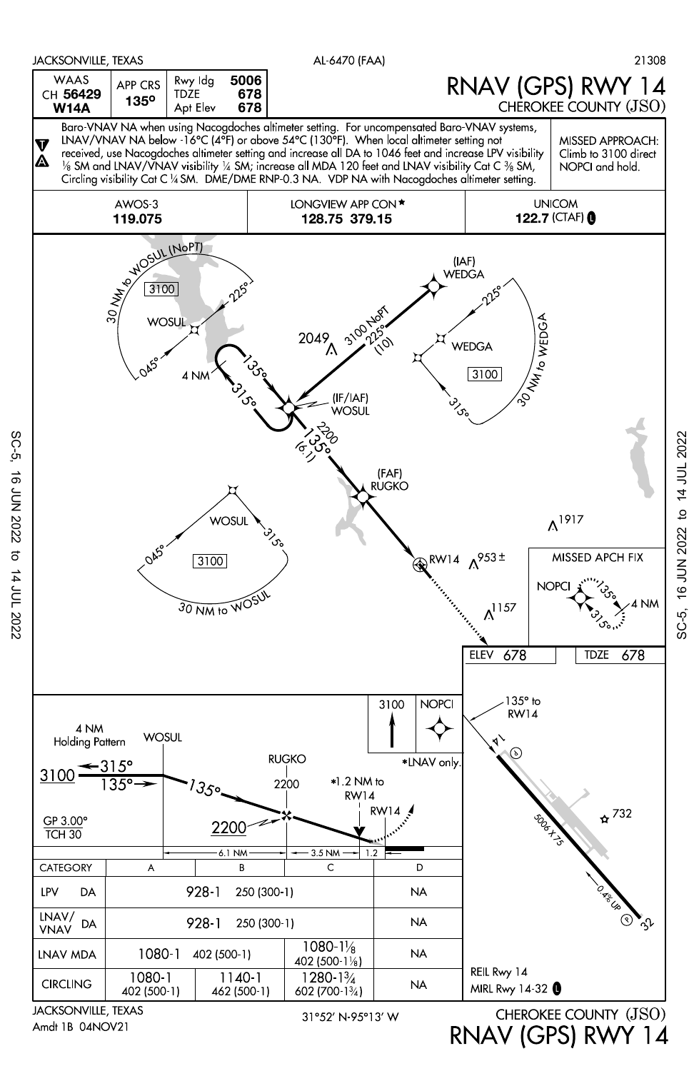JACKSONVILLE, TEXAS — AL-6470 (FAA) — 21308

| WAAS CH 56429 W14A | APP CRS 135° | Rwy ldg 5006 / TDZE 678 / Apt Elev 678 |
|---|---|---|

# RNAV (GPS) RWY 14

## CHEROKEE COUNTY (JSO)

Baro-VNAV NA when using Nacogdoches altimeter setting. For uncompensated Baro-VNAV systems, LNAV/VNAV NA below -16°C (4°F) or above 54°C (130°F). When local altimeter setting not received, use Nacogdoches altimeter setting and increase all DA to 1046 feet and increase LPV visibility ⅛ SM and LNAV/VNAV visibility ¼ SM; increase all MDA 120 feet and LNAV visibility Cat C ⅜ SM, Circling visibility Cat C ¼ SM. DME/DME RNP-0.3 NA. VDP NA with Nacogdoches altimeter setting.

MISSED APPROACH: Climb to 3100 direct NOPCI and hold.

| AWOS-3 | LONGVIEW APP CON★ | UNICOM |
|---|---|---|
| 119.075 | 128.75 379.15 | 122.7 (CTAF) L |

Plan view: 30 NM to WOSUL (NoPT) 3100; WOSUL 045° 225°; 4 NM 135° 315°; (IAF) WEDGA; 3100 NoPT 225° (10); 2049; WEDGA 225° 315° 3100, 30 NM to WEDGA; (IF/IAF) WOSUL; 2200 135° (6.1); (FAF) RUGKO; RW14; 1917; 953±; 1157; WOSUL 045° 315° 3100, 30 NM to WOSUL.

MISSED APCH FIX: NOPCI 135° 315° 4 NM

ELEV 678 — TDZE 678

Profile: 4 NM Holding Pattern; WOSUL; 3100 315° 135°; 135°; RUGKO 2200; 2200; *1.2 NM to RW14; RW14; GP 3.00° TCH 30; 6.1 NM — 3.5 NM — 1.2; 3100 NOPCI; *LNAV only.

| CATEGORY | A | B | C | D |
|---|---|---|---|---|
| LPV DA | 928-1 250 (300-1) | | | NA |
| LNAV/VNAV DA | 928-1 250 (300-1) | | | NA |
| LNAV MDA | 1080-1 402 (500-1) | | 1080-1⅛ 402 (500-1⅛) | NA |
| CIRCLING | 1080-1 402 (500-1) | 1140-1 462 (500-1) | 1280-1¾ 602 (700-1¾) | NA |

Airport diagram: 135° to RW14; 14; 5006 X 75; 732; 0.4% UP; 32

REIL Rwy 14
MIRL Rwy 14-32 L

JACKSONVILLE, TEXAS
Amdt 1B 04NOV21

31°52′ N-95°13′ W

CHEROKEE COUNTY (JSO)
RNAV (GPS) RWY 14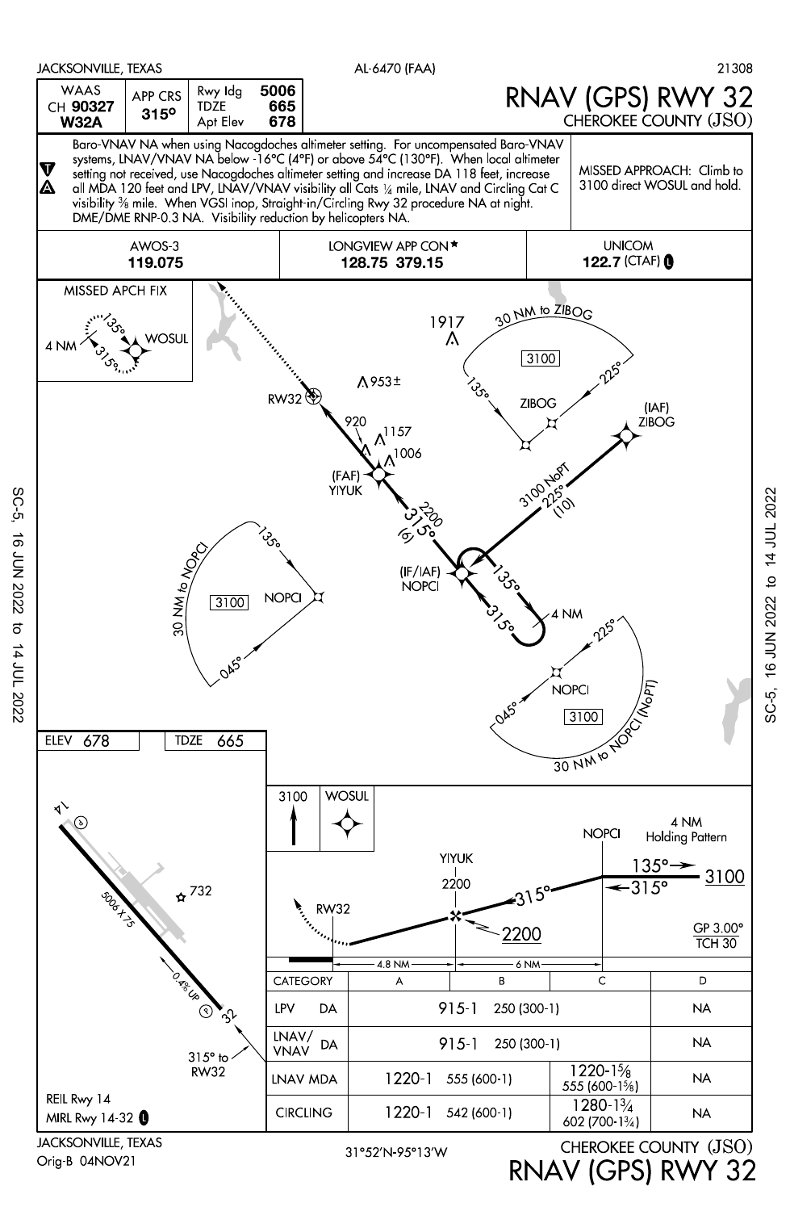JACKSONVILLE, TEXAS — AL-6470 (FAA) — 21308

# RNAV (GPS) RWY 32

## CHEROKEE COUNTY (JSO)

| WAAS CH 90327 W32A | APP CRS 315° | Rwy ldg 5006 | TDZE 665 | Apt Elev 678 |
|---|---|---|---|---|

Baro-VNAV NA when using Nacogdoches altimeter setting. For uncompensated Baro-VNAV systems, LNAV/VNAV NA below -16°C (4°F) or above 54°C (130°F). When local altimeter setting not received, use Nacogdoches altimeter setting and increase DA 118 feet, increase all MDA 120 feet and LPV, LNAV/VNAV visibility all Cats ¼ mile, LNAV and Circling Cat C visibility ⅜ mile. When VGSI inop, Straight-in/Circling Rwy 32 procedure NA at night. DME/DME RNP-0.3 NA. Visibility reduction by helicopters NA.

MISSED APPROACH: Climb to 3100 direct WOSUL and hold.

| AWOS-3 | LONGVIEW APP CON★ | UNICOM |
|---|---|---|
| 119.075 | 128.75 379.15 | 122.7 (CTAF) Ⓛ |

MISSED APCH FIX: WOSUL, 135°, 315°, 4 NM

ZIBOG (IAF), 3100 NoPT 225° (10); 30 NM to ZIBOG, 3100, 135°, 225°

(FAF) YIYUK; RW32; 2200 315° (6)

(IF/IAF) NOPCI; 135°, 315°, 4 NM

30 NM to NOPCI, 3100, 135°, 045°; 30 NM to NOPCI (NoPT), 3100, 045°, 225°

Obstacles: 1917, 953±, 920, 1157, 1006

ELEV 678 — TDZE 665

Runway 14-32: 5006 X 75, 0.4% UP; 315° to RW32; 732

REIL Rwy 14

MIRL Rwy 14-32 Ⓛ

Profile: 3100 — WOSUL; NOPCI, 4 NM Holding Pattern, 135°, 315°, 3100; YIYUK 2200, 315°, 2200; RW32; GP 3.00° TCH 30; 4.8 NM, 6 NM

| CATEGORY | A | B | C | D |
|---|---|---|---|---|
| LPV DA | 915-1 250 (300-1) | | | NA |
| LNAV/VNAV DA | 915-1 250 (300-1) | | | NA |
| LNAV MDA | 1220-1 555 (600-1) | | 1220-1⅝ 555 (600-1⅝) | NA |
| CIRCLING | 1220-1 542 (600-1) | | 1280-1¾ 602 (700-1¾) | NA |

SC-5, 16 JUN 2022 to 14 JUL 2022

JACKSONVILLE, TEXAS
Orig-B 04NOV21

31°52′N-95°13′W

CHEROKEE COUNTY (JSO)
RNAV (GPS) RWY 32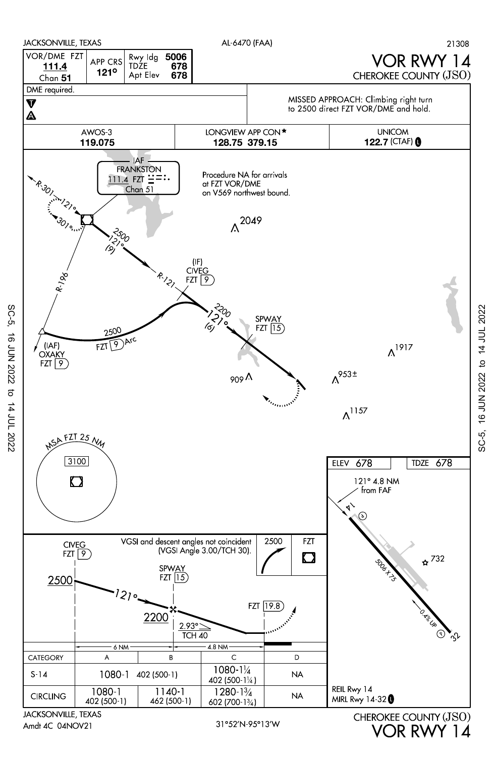JACKSONVILLE, TEXAS

AL-6470 (FAA)

21308

# VOR RWY 14

## CHEROKEE COUNTY (JSO)

| VOR/DME FZT | APP CRS | Rwy ldg | 5006 |
| --- | --- | --- | --- |
| 111.4 Chan 51 | 121° | TDZE | 678 |
| | | Apt Elev | 678 |

DME required.

MISSED APPROACH: Climbing right turn to 2500 direct FZT VOR/DME and hold.

| AWOS-3 | LONGVIEW APP CON★ | UNICOM |
| --- | --- | --- |
| 119.075 | 128.75 379.15 | 122.7 (CTAF) |

IAF
FRANKSTON
111.4 FZT
Chan 51

Procedure NA for arrivals at FZT VOR/DME on V569 northwest bound.

R-301
121°
301°
2500
121°
(9)
R-121
R-196
(IF)
CIVEG
FZT 9
2200
121°
(6)
SPWAY
FZT 15
2500
FZT 9 Arc
(IAF)
OXAKY
FZT 9
2049
1917
909
953±
1157

MSA FZT 25 NM
3100

ELEV 678
TDZE 678
121° 4.8 NM from FAF
14
5006 X 75
732
0.4% UP
32

CIVEG
FZT 9
2500
VGSI and descent angles not coincident (VGSI Angle 3.00/TCH 30).
121°
SPWAY
FZT 15
2200
2.93°
TCH 40
FZT 19.8
6 NM
4.8 NM
2500
FZT

| CATEGORY | A | B | C | D |
| --- | --- | --- | --- | --- |
| S-14 | 1080-1 402 (500-1) | | 1080-1¼ 402 (500-1¼) | NA |
| CIRCLING | 1080-1 402 (500-1) | 1140-1 462 (500-1) | 1280-1¾ 602 (700-1¾) | NA |

REIL Rwy 14
MIRL Rwy 14-32

JACKSONVILLE, TEXAS
Amdt 4C 04NOV21

31°52'N-95°13'W

CHEROKEE COUNTY (JSO)
VOR RWY 14